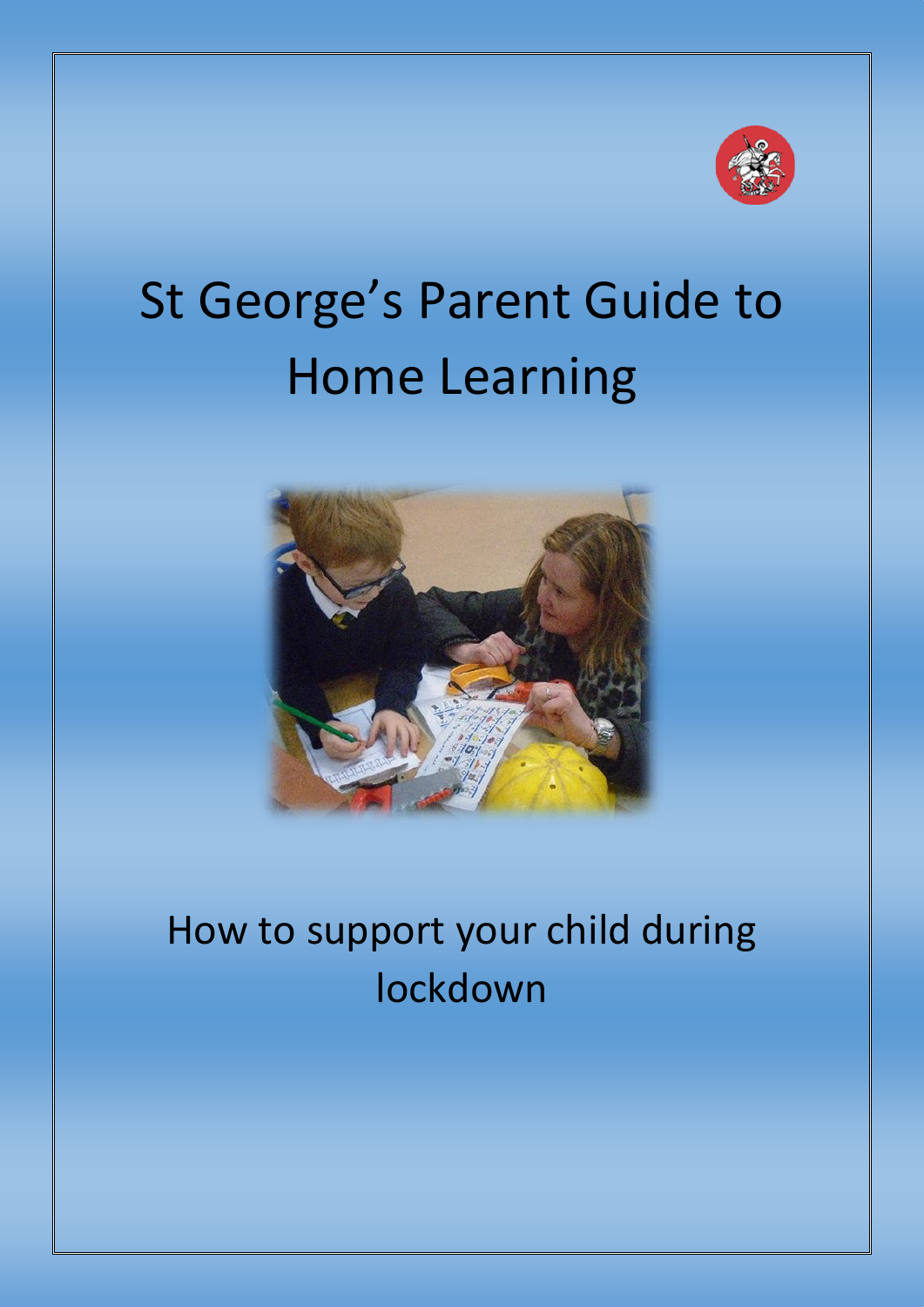# St George's Parent Guide to Home Learning

How to support your child during lockdown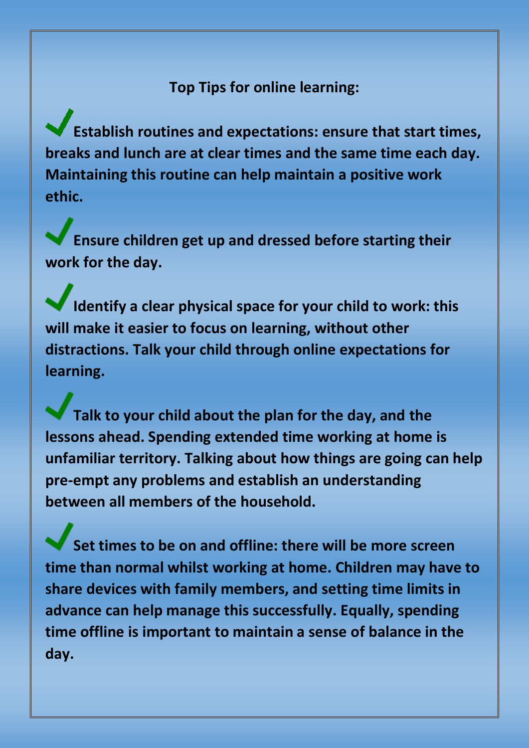**Top Tips for online learning:**

- ✔ **Establish routines and expectations: ensure that start times, breaks and lunch are at clear times and the same time each day. Maintaining this routine can help maintain a positive work ethic.**

- ✔ **Ensure children get up and dressed before starting their work for the day.**

- ✔ **Identify a clear physical space for your child to work: this will make it easier to focus on learning, without other distractions. Talk your child through online expectations for learning.**

- ✔ **Talk to your child about the plan for the day, and the lessons ahead. Spending extended time working at home is unfamiliar territory. Talking about how things are going can help pre-empt any problems and establish an understanding between all members of the household.**

- ✔ **Set times to be on and offline: there will be more screen time than normal whilst working at home. Children may have to share devices with family members, and setting time limits in advance can help manage this successfully. Equally, spending time offline is important to maintain a sense of balance in the day.**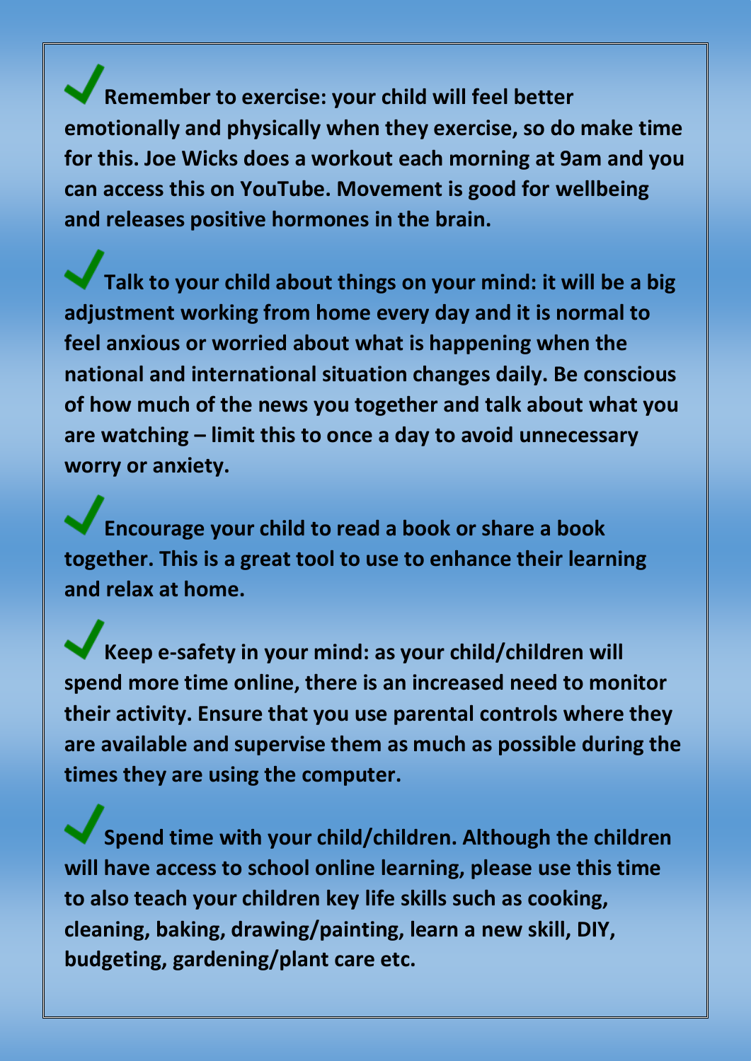✔ **Remember to exercise: your child will feel better emotionally and physically when they exercise, so do make time for this. Joe Wicks does a workout each morning at 9am and you can access this on YouTube. Movement is good for wellbeing and releases positive hormones in the brain.**

✔ **Talk to your child about things on your mind: it will be a big adjustment working from home every day and it is normal to feel anxious or worried about what is happening when the national and international situation changes daily. Be conscious of how much of the news you together and talk about what you are watching – limit this to once a day to avoid unnecessary worry or anxiety.**

✔ **Encourage your child to read a book or share a book together. This is a great tool to use to enhance their learning and relax at home.**

✔ **Keep e-safety in your mind: as your child/children will spend more time online, there is an increased need to monitor their activity. Ensure that you use parental controls where they are available and supervise them as much as possible during the times they are using the computer.**

✔ **Spend time with your child/children. Although the children will have access to school online learning, please use this time to also teach your children key life skills such as cooking, cleaning, baking, drawing/painting, learn a new skill, DIY, budgeting, gardening/plant care etc.**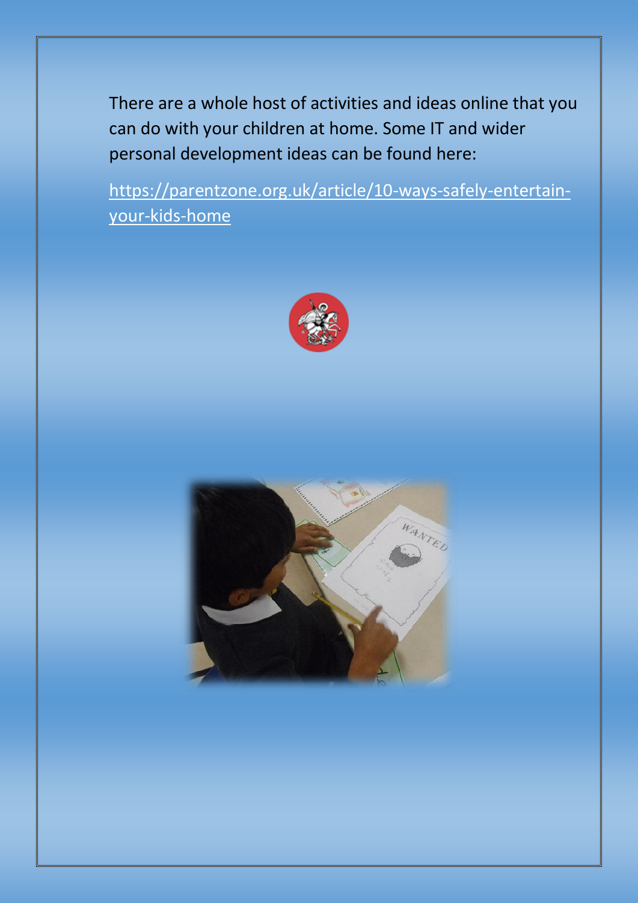There are a whole host of activities and ideas online that you can do with your children at home. Some IT and wider personal development ideas can be found here:

[https://parentzone.org.uk/article/10-ways-safely-entertain-your-kids-home](https://parentzone.org.uk/article/10-ways-safely-entertain-your-kids-home)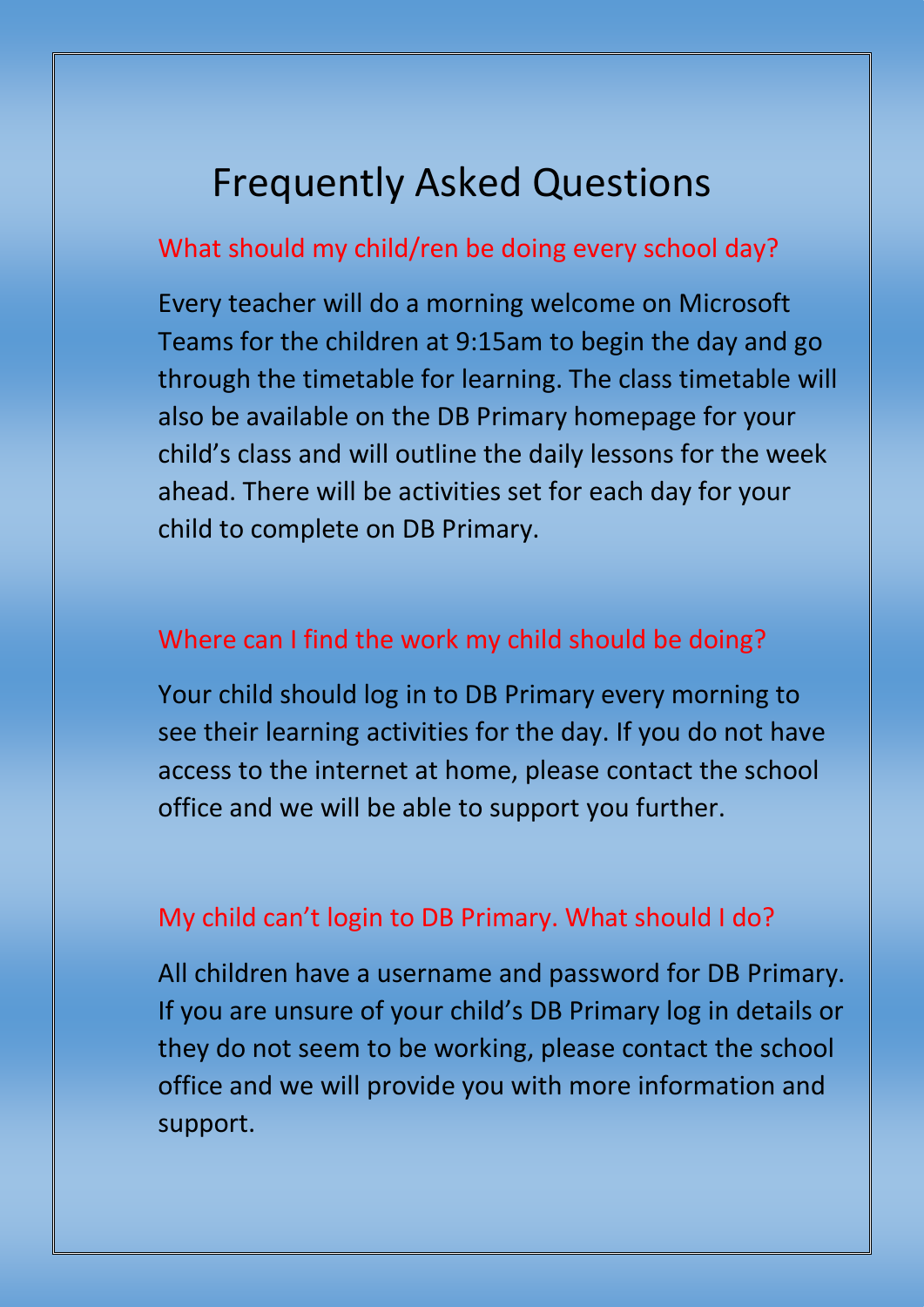# Frequently Asked Questions

## What should my child/ren be doing every school day?

Every teacher will do a morning welcome on Microsoft Teams for the children at 9:15am to begin the day and go through the timetable for learning. The class timetable will also be available on the DB Primary homepage for your child's class and will outline the daily lessons for the week ahead. There will be activities set for each day for your child to complete on DB Primary.

## Where can I find the work my child should be doing?

Your child should log in to DB Primary every morning to see their learning activities for the day. If you do not have access to the internet at home, please contact the school office and we will be able to support you further.

## My child can't login to DB Primary. What should I do?

All children have a username and password for DB Primary. If you are unsure of your child's DB Primary log in details or they do not seem to be working, please contact the school office and we will provide you with more information and support.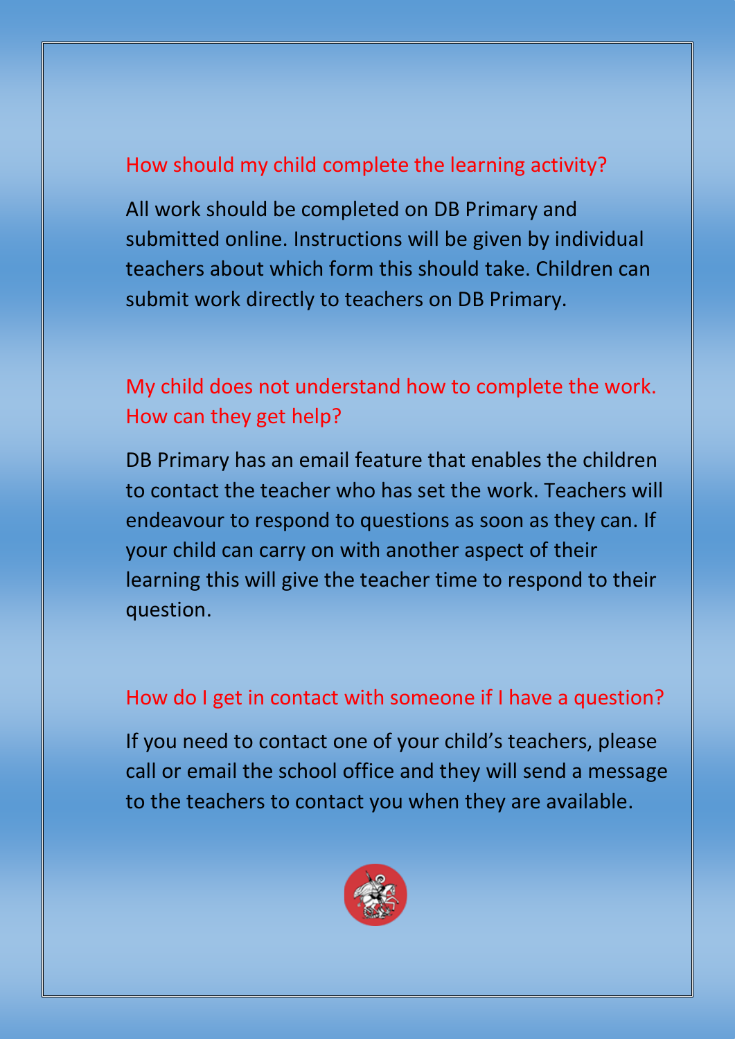## How should my child complete the learning activity?

All work should be completed on DB Primary and submitted online. Instructions will be given by individual teachers about which form this should take. Children can submit work directly to teachers on DB Primary.

## My child does not understand how to complete the work. How can they get help?

DB Primary has an email feature that enables the children to contact the teacher who has set the work. Teachers will endeavour to respond to questions as soon as they can. If your child can carry on with another aspect of their learning this will give the teacher time to respond to their question.

## How do I get in contact with someone if I have a question?

If you need to contact one of your child's teachers, please call or email the school office and they will send a message to the teachers to contact you when they are available.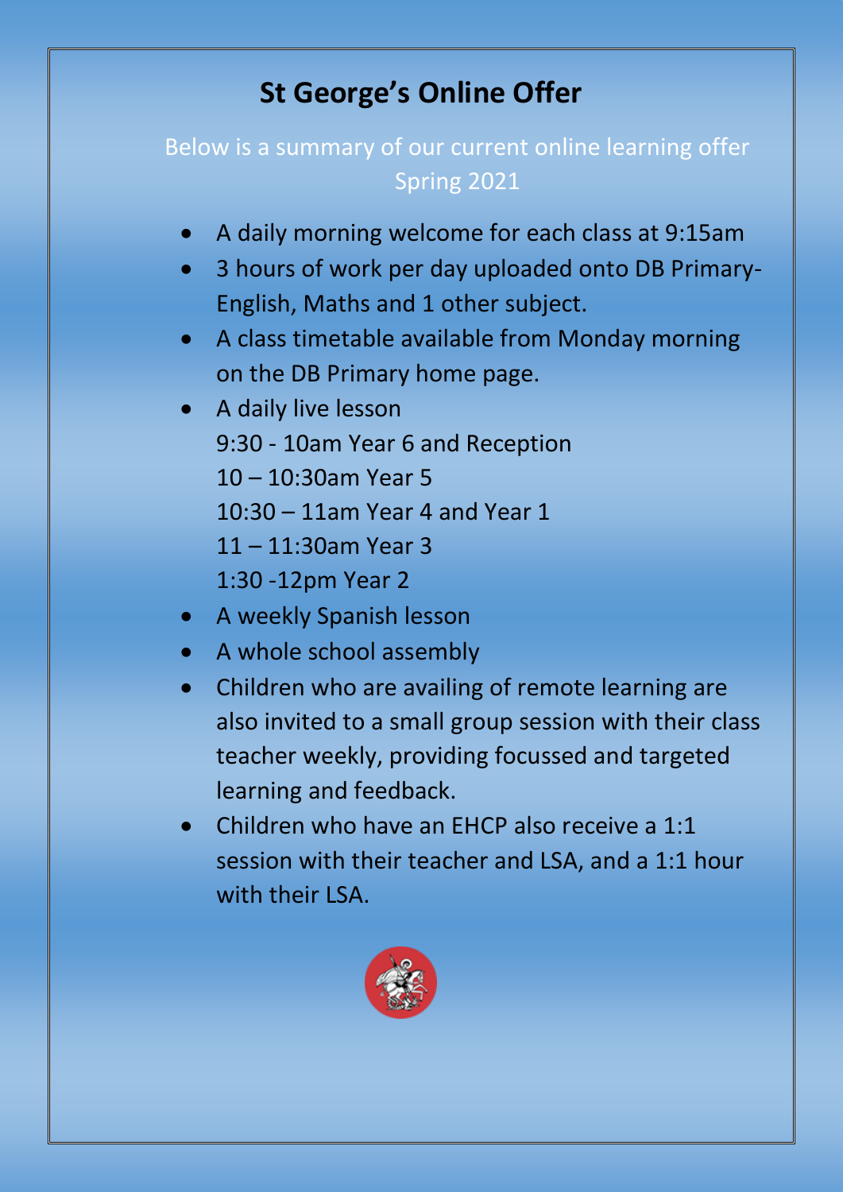# St George's Online Offer

Below is a summary of our current online learning offer Spring 2021

- A daily morning welcome for each class at 9:15am
- 3 hours of work per day uploaded onto DB Primary- English, Maths and 1 other subject.
- A class timetable available from Monday morning on the DB Primary home page.
- A daily live lesson
  9:30 - 10am Year 6 and Reception
  10 – 10:30am Year 5
  10:30 – 11am Year 4 and Year 1
  11 – 11:30am Year 3
  1:30 -12pm Year 2
- A weekly Spanish lesson
- A whole school assembly
- Children who are availing of remote learning are also invited to a small group session with their class teacher weekly, providing focussed and targeted learning and feedback.
- Children who have an EHCP also receive a 1:1 session with their teacher and LSA, and a 1:1 hour with their LSA.